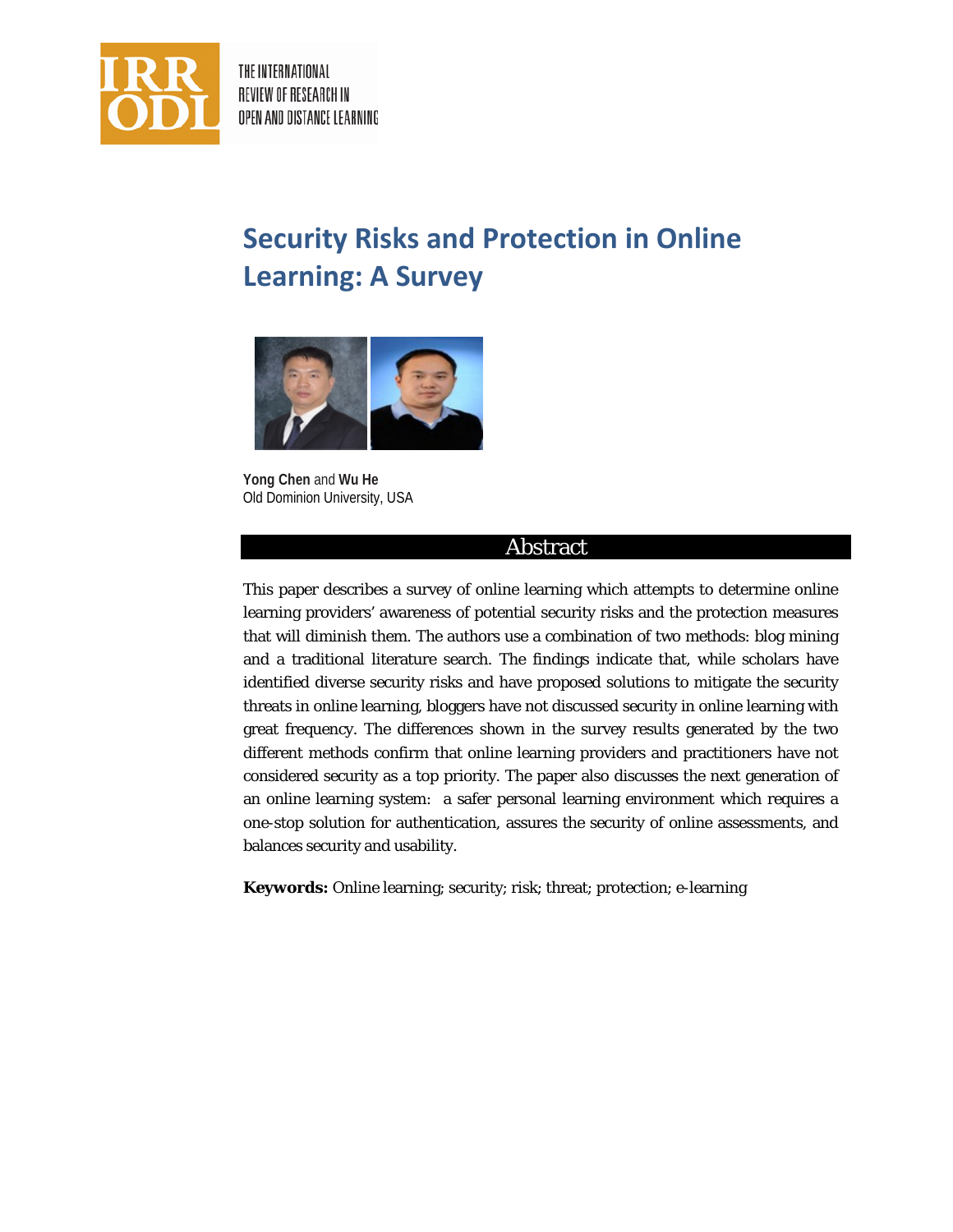# Security Risks and Protection in Online Learning: A Survey

**Yong Chen** and **Wu He**
Old Dominion University, USA

## Abstract

This paper describes a survey of online learning which attempts to determine online learning providers' awareness of potential security risks and the protection measures that will diminish them. The authors use a combination of two methods: blog mining and a traditional literature search. The findings indicate that, while scholars have identified diverse security risks and have proposed solutions to mitigate the security threats in online learning, bloggers have not discussed security in online learning with great frequency. The differences shown in the survey results generated by the two different methods confirm that online learning providers and practitioners have not considered security as a top priority. The paper also discusses the next generation of an online learning system: a safer personal learning environment which requires a one-stop solution for authentication, assures the security of online assessments, and balances security and usability.

**Keywords:** Online learning; security; risk; threat; protection; e-learning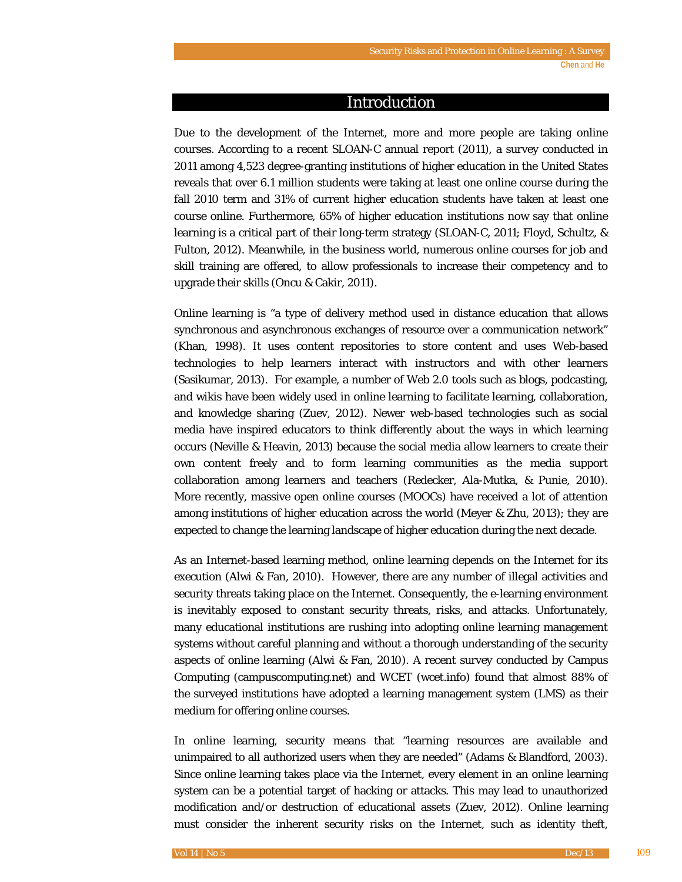## Introduction

Due to the development of the Internet, more and more people are taking online courses. According to a recent SLOAN-C annual report (2011), a survey conducted in 2011 among 4,523 degree-granting institutions of higher education in the United States reveals that over 6.1 million students were taking at least one online course during the fall 2010 term and 31% of current higher education students have taken at least one course online. Furthermore, 65% of higher education institutions now say that online learning is a critical part of their long-term strategy (SLOAN-C, 2011; Floyd, Schultz, & Fulton, 2012). Meanwhile, in the business world, numerous online courses for job and skill training are offered, to allow professionals to increase their competency and to upgrade their skills (Oncu & Cakir, 2011).

Online learning is "a type of delivery method used in distance education that allows synchronous and asynchronous exchanges of resource over a communication network" (Khan, 1998). It uses content repositories to store content and uses Web-based technologies to help learners interact with instructors and with other learners (Sasikumar, 2013). For example, a number of Web 2.0 tools such as blogs, podcasting, and wikis have been widely used in online learning to facilitate learning, collaboration, and knowledge sharing (Zuev, 2012). Newer web-based technologies such as social media have inspired educators to think differently about the ways in which learning occurs (Neville & Heavin, 2013) because the social media allow learners to create their own content freely and to form learning communities as the media support collaboration among learners and teachers (Redecker, Ala-Mutka, & Punie, 2010). More recently, massive open online courses (MOOCs) have received a lot of attention among institutions of higher education across the world (Meyer & Zhu, 2013); they are expected to change the learning landscape of higher education during the next decade.

As an Internet-based learning method, online learning depends on the Internet for its execution (Alwi & Fan, 2010). However, there are any number of illegal activities and security threats taking place on the Internet. Consequently, the e-learning environment is inevitably exposed to constant security threats, risks, and attacks. Unfortunately, many educational institutions are rushing into adopting online learning management systems without careful planning and without a thorough understanding of the security aspects of online learning (Alwi & Fan, 2010). A recent survey conducted by Campus Computing (campuscomputing.net) and WCET (wcet.info) found that almost 88% of the surveyed institutions have adopted a learning management system (LMS) as their medium for offering online courses.

In online learning, security means that "learning resources are available and unimpaired to all authorized users when they are needed" (Adams & Blandford, 2003). Since online learning takes place via the Internet, every element in an online learning system can be a potential target of hacking or attacks. This may lead to unauthorized modification and/or destruction of educational assets (Zuev, 2012). Online learning must consider the inherent security risks on the Internet, such as identity theft,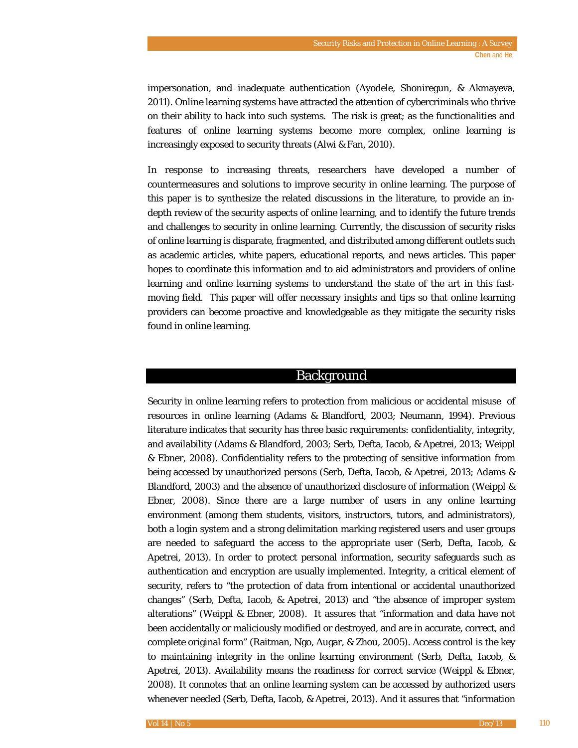impersonation, and inadequate authentication (Ayodele, Shoniregun, & Akmayeva, 2011). Online learning systems have attracted the attention of cybercriminals who thrive on their ability to hack into such systems. The risk is great; as the functionalities and features of online learning systems become more complex, online learning is increasingly exposed to security threats (Alwi & Fan, 2010).

In response to increasing threats, researchers have developed a number of countermeasures and solutions to improve security in online learning. The purpose of this paper is to synthesize the related discussions in the literature, to provide an in-depth review of the security aspects of online learning, and to identify the future trends and challenges to security in online learning. Currently, the discussion of security risks of online learning is disparate, fragmented, and distributed among different outlets such as academic articles, white papers, educational reports, and news articles. This paper hopes to coordinate this information and to aid administrators and providers of online learning and online learning systems to understand the state of the art in this fast-moving field. This paper will offer necessary insights and tips so that online learning providers can become proactive and knowledgeable as they mitigate the security risks found in online learning.

## Background

Security in online learning refers to protection from malicious or accidental misuse of resources in online learning (Adams & Blandford, 2003; Neumann, 1994). Previous literature indicates that security has three basic requirements: confidentiality, integrity, and availability (Adams & Blandford, 2003; Serb, Defta, Iacob, & Apetrei, 2013; Weippl & Ebner, 2008). Confidentiality refers to the protecting of sensitive information from being accessed by unauthorized persons (Serb, Defta, Iacob, & Apetrei, 2013; Adams & Blandford, 2003) and the absence of unauthorized disclosure of information (Weippl & Ebner, 2008). Since there are a large number of users in any online learning environment (among them students, visitors, instructors, tutors, and administrators), both a login system and a strong delimitation marking registered users and user groups are needed to safeguard the access to the appropriate user (Serb, Defta, Iacob, & Apetrei, 2013). In order to protect personal information, security safeguards such as authentication and encryption are usually implemented. Integrity, a critical element of security, refers to "the protection of data from intentional or accidental unauthorized changes" (Serb, Defta, Iacob, & Apetrei, 2013) and "the absence of improper system alterations" (Weippl & Ebner, 2008). It assures that "information and data have not been accidentally or maliciously modified or destroyed, and are in accurate, correct, and complete original form" (Raitman, Ngo, Augar, & Zhou, 2005). Access control is the key to maintaining integrity in the online learning environment (Serb, Defta, Iacob, & Apetrei, 2013). Availability means the readiness for correct service (Weippl & Ebner, 2008). It connotes that an online learning system can be accessed by authorized users whenever needed (Serb, Defta, Iacob, & Apetrei, 2013). And it assures that "information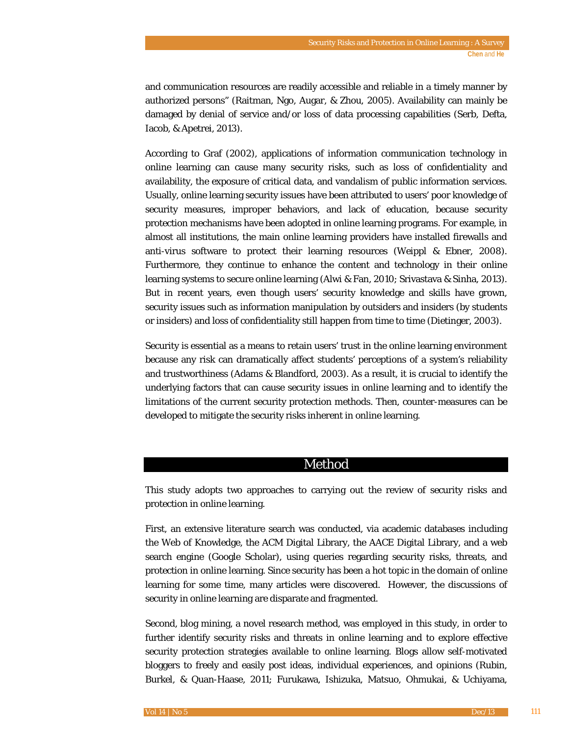and communication resources are readily accessible and reliable in a timely manner by authorized persons" (Raitman, Ngo, Augar, & Zhou, 2005). Availability can mainly be damaged by denial of service and/or loss of data processing capabilities (Serb, Defta, Iacob, & Apetrei, 2013).

According to Graf (2002), applications of information communication technology in online learning can cause many security risks, such as loss of confidentiality and availability, the exposure of critical data, and vandalism of public information services. Usually, online learning security issues have been attributed to users' poor knowledge of security measures, improper behaviors, and lack of education, because security protection mechanisms have been adopted in online learning programs. For example, in almost all institutions, the main online learning providers have installed firewalls and anti-virus software to protect their learning resources (Weippl & Ebner, 2008). Furthermore, they continue to enhance the content and technology in their online learning systems to secure online learning (Alwi & Fan, 2010; Srivastava & Sinha, 2013). But in recent years, even though users' security knowledge and skills have grown, security issues such as information manipulation by outsiders and insiders (by students or insiders) and loss of confidentiality still happen from time to time (Dietinger, 2003).

Security is essential as a means to retain users' trust in the online learning environment because any risk can dramatically affect students' perceptions of a system's reliability and trustworthiness (Adams & Blandford, 2003). As a result, it is crucial to identify the underlying factors that can cause security issues in online learning and to identify the limitations of the current security protection methods. Then, counter-measures can be developed to mitigate the security risks inherent in online learning.

# Method

This study adopts two approaches to carrying out the review of security risks and protection in online learning.

First, an extensive literature search was conducted, via academic databases including the Web of Knowledge, the ACM Digital Library, the AACE Digital Library, and a web search engine (Google Scholar), using queries regarding security risks, threats, and protection in online learning. Since security has been a hot topic in the domain of online learning for some time, many articles were discovered. However, the discussions of security in online learning are disparate and fragmented.

Second, blog mining, a novel research method, was employed in this study, in order to further identify security risks and threats in online learning and to explore effective security protection strategies available to online learning. Blogs allow self-motivated bloggers to freely and easily post ideas, individual experiences, and opinions (Rubin, Burkel, & Quan-Haase, 2011; Furukawa, Ishizuka, Matsuo, Ohmukai, & Uchiyama,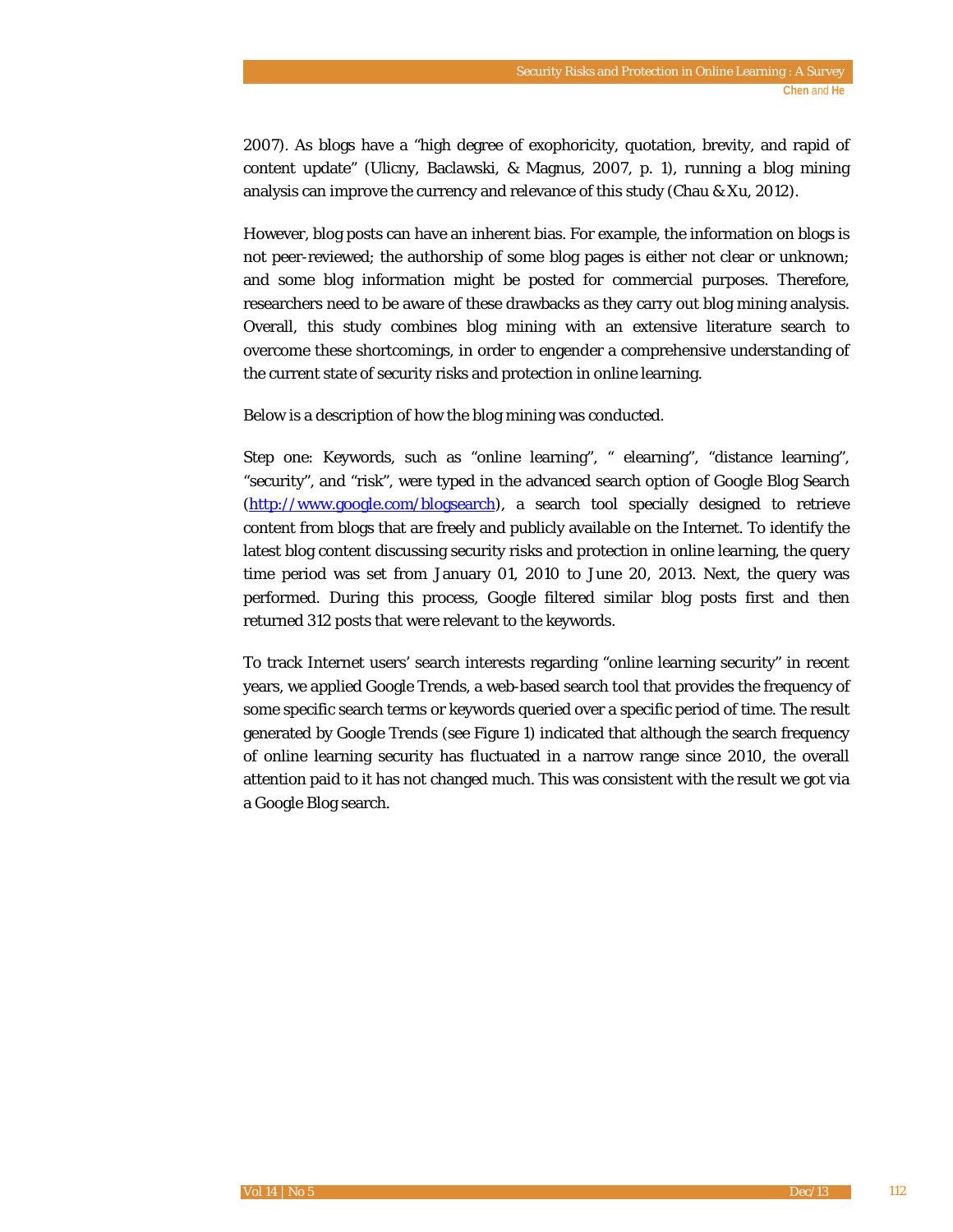2007). As blogs have a "high degree of exophoricity, quotation, brevity, and rapid of content update" (Ulicny, Baclawski, & Magnus, 2007, p. 1), running a blog mining analysis can improve the currency and relevance of this study (Chau & Xu, 2012).

However, blog posts can have an inherent bias. For example, the information on blogs is not peer-reviewed; the authorship of some blog pages is either not clear or unknown; and some blog information might be posted for commercial purposes. Therefore, researchers need to be aware of these drawbacks as they carry out blog mining analysis. Overall, this study combines blog mining with an extensive literature search to overcome these shortcomings, in order to engender a comprehensive understanding of the current state of security risks and protection in online learning.

Below is a description of how the blog mining was conducted.

Step one: Keywords, such as "online learning", " elearning", "distance learning", "security", and "risk", were typed in the advanced search option of Google Blog Search (http://www.google.com/blogsearch), a search tool specially designed to retrieve content from blogs that are freely and publicly available on the Internet. To identify the latest blog content discussing security risks and protection in online learning, the query time period was set from January 01, 2010 to June 20, 2013. Next, the query was performed. During this process, Google filtered similar blog posts first and then returned 312 posts that were relevant to the keywords.

To track Internet users' search interests regarding "online learning security" in recent years, we applied Google Trends, a web-based search tool that provides the frequency of some specific search terms or keywords queried over a specific period of time. The result generated by Google Trends (see Figure 1) indicated that although the search frequency of online learning security has fluctuated in a narrow range since 2010, the overall attention paid to it has not changed much. This was consistent with the result we got via a Google Blog search.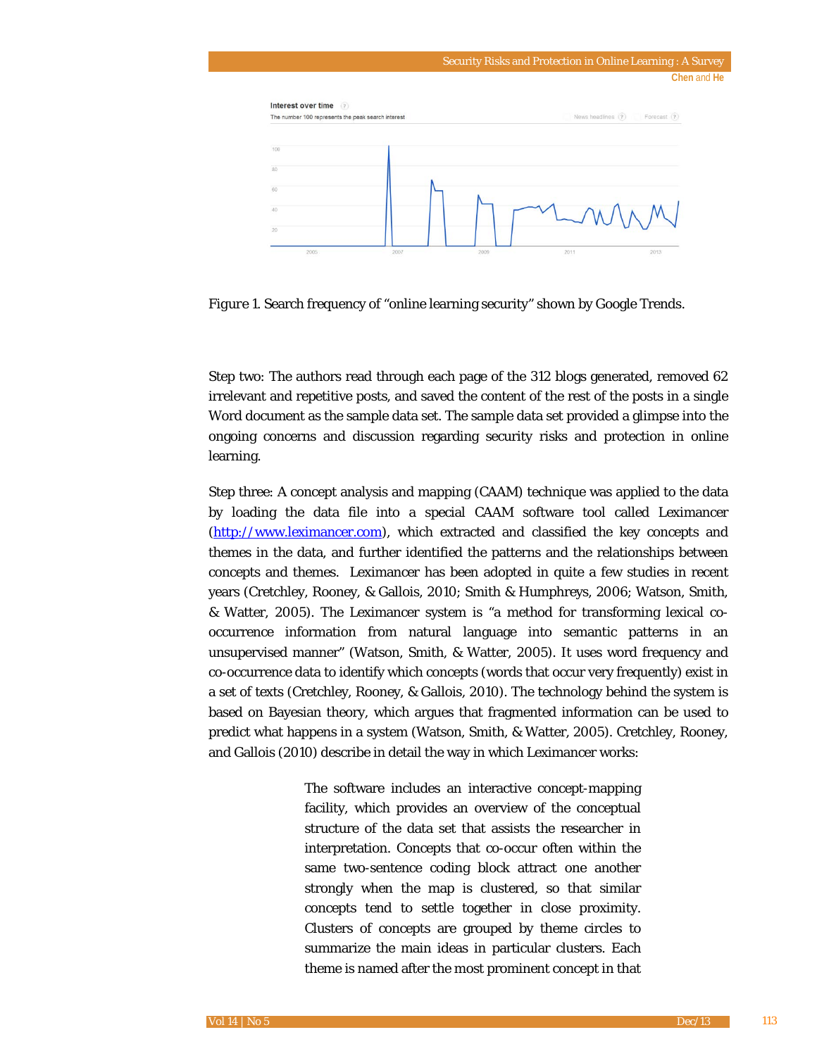*Figure 1.* Search frequency of "online learning security" shown by Google Trends.

Step two: The authors read through each page of the 312 blogs generated, removed 62 irrelevant and repetitive posts, and saved the content of the rest of the posts in a single Word document as the sample data set. The sample data set provided a glimpse into the ongoing concerns and discussion regarding security risks and protection in online learning.

Step three: A concept analysis and mapping (CAAM) technique was applied to the data by loading the data file into a special CAAM software tool called Leximancer (http://www.leximancer.com), which extracted and classified the key concepts and themes in the data, and further identified the patterns and the relationships between concepts and themes. Leximancer has been adopted in quite a few studies in recent years (Cretchley, Rooney, & Gallois, 2010; Smith & Humphreys, 2006; Watson, Smith, & Watter, 2005). The Leximancer system is "a method for transforming lexical co-occurrence information from natural language into semantic patterns in an unsupervised manner" (Watson, Smith, & Watter, 2005). It uses word frequency and co-occurrence data to identify which concepts (words that occur very frequently) exist in a set of texts (Cretchley, Rooney, & Gallois, 2010). The technology behind the system is based on Bayesian theory, which argues that fragmented information can be used to predict what happens in a system (Watson, Smith, & Watter, 2005). Cretchley, Rooney, and Gallois (2010) describe in detail the way in which Leximancer works:

> The software includes an interactive concept-mapping facility, which provides an overview of the conceptual structure of the data set that assists the researcher in interpretation. Concepts that co-occur often within the same two-sentence coding block attract one another strongly when the map is clustered, so that similar concepts tend to settle together in close proximity. Clusters of concepts are grouped by theme circles to summarize the main ideas in particular clusters. Each theme is named after the most prominent concept in that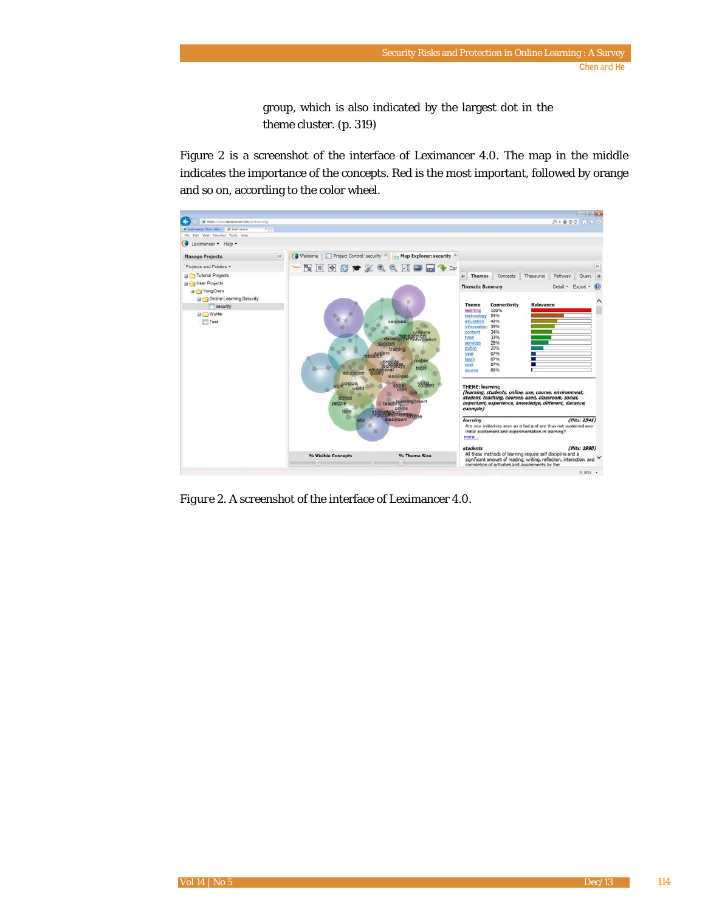group, which is also indicated by the largest dot in the theme cluster. (p. 319)

Figure 2 is a screenshot of the interface of Leximancer 4.0. The map in the middle indicates the importance of the concepts. Red is the most important, followed by orange and so on, according to the color wheel.

*Figure 2.* A screenshot of the interface of Leximancer 4.0.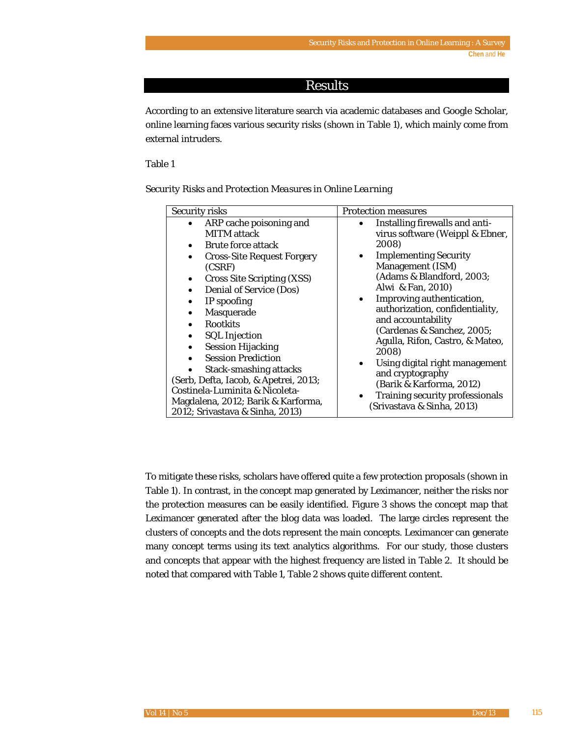## Results

According to an extensive literature search via academic databases and Google Scholar, online learning faces various security risks (shown in Table 1), which mainly come from external intruders.

Table 1

*Security Risks and Protection Measures in Online Learning*

| Security risks | Protection measures |
|---|---|
| • ARP cache poisoning and MITM attack<br>• Brute force attack<br>• Cross-Site Request Forgery (CSRF)<br>• Cross Site Scripting (XSS)<br>• Denial of Service (Dos)<br>• IP spoofing<br>• Masquerade<br>• Rootkits<br>• SQL Injection<br>• Session Hijacking<br>• Session Prediction<br>• Stack-smashing attacks<br>(Serb, Defta, Iacob, & Apetrei, 2013; Costinela-Luminita & Nicoleta-Magdalena, 2012; Barik & Karforma, 2012; Srivastava & Sinha, 2013) | • Installing firewalls and anti-virus software (Weippl & Ebner, 2008)<br>• Implementing Security Management (ISM) (Adams & Blandford, 2003; Alwi & Fan, 2010)<br>• Improving authentication, authorization, confidentiality, and accountability (Cardenas & Sanchez, 2005; Agulla, Rifon, Castro, & Mateo, 2008)<br>• Using digital right management and cryptography (Barik & Karforma, 2012)<br>• Training security professionals (Srivastava & Sinha, 2013) |

To mitigate these risks, scholars have offered quite a few protection proposals (shown in Table 1). In contrast, in the concept map generated by Leximancer, neither the risks nor the protection measures can be easily identified. Figure 3 shows the concept map that Leximancer generated after the blog data was loaded. The large circles represent the clusters of concepts and the dots represent the main concepts. Leximancer can generate many concept terms using its text analytics algorithms. For our study, those clusters and concepts that appear with the highest frequency are listed in Table 2. It should be noted that compared with Table 1, Table 2 shows quite different content.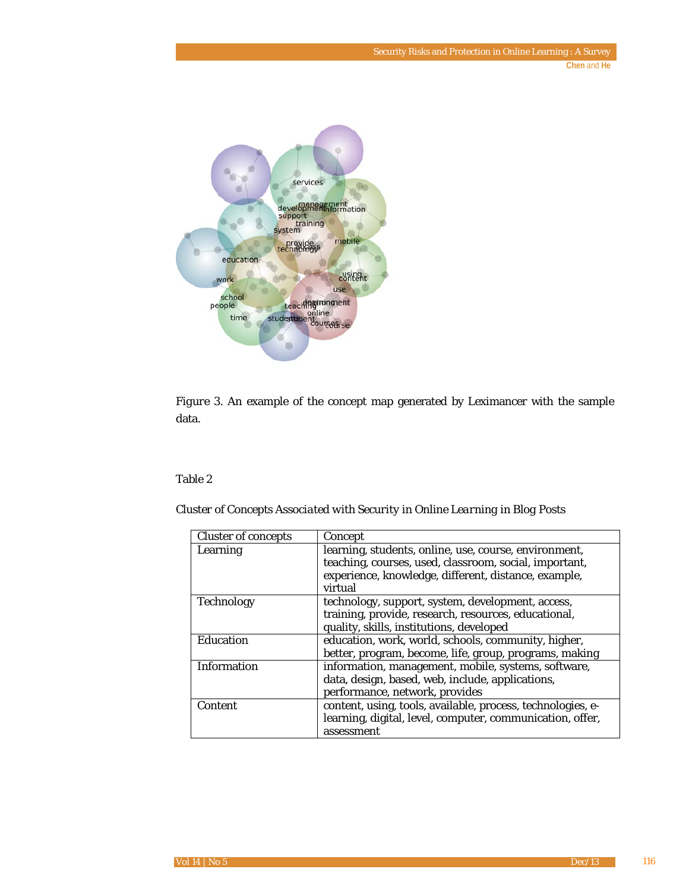*Figure 3.* An example of the concept map generated by Leximancer with the sample data.

Table 2

*Cluster of Concepts Associated with Security in Online Learning in Blog Posts*

| Cluster of concepts | Concept |
| --- | --- |
| Learning | learning, students, online, use, course, environment, teaching, courses, used, classroom, social, important, experience, knowledge, different, distance, example, virtual |
| Technology | technology, support, system, development, access, training, provide, research, resources, educational, quality, skills, institutions, developed |
| Education | education, work, world, schools, community, higher, better, program, become, life, group, programs, making |
| Information | information, management, mobile, systems, software, data, design, based, web, include, applications, performance, network, provides |
| Content | content, using, tools, available, process, technologies, e-learning, digital, level, computer, communication, offer, assessment |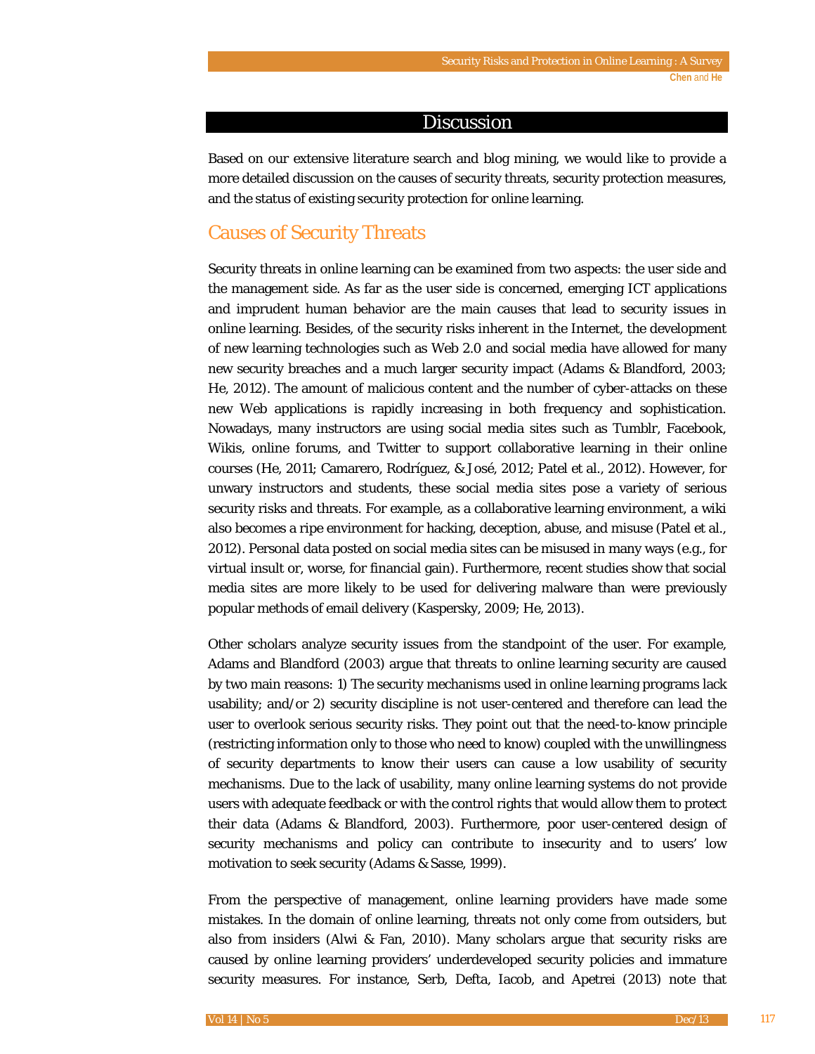## Discussion

Based on our extensive literature search and blog mining, we would like to provide a more detailed discussion on the causes of security threats, security protection measures, and the status of existing security protection for online learning.

### Causes of Security Threats

Security threats in online learning can be examined from two aspects: the user side and the management side. As far as the user side is concerned, emerging ICT applications and imprudent human behavior are the main causes that lead to security issues in online learning. Besides, of the security risks inherent in the Internet, the development of new learning technologies such as Web 2.0 and social media have allowed for many new security breaches and a much larger security impact (Adams & Blandford, 2003; He, 2012). The amount of malicious content and the number of cyber-attacks on these new Web applications is rapidly increasing in both frequency and sophistication. Nowadays, many instructors are using social media sites such as Tumblr, Facebook, Wikis, online forums, and Twitter to support collaborative learning in their online courses (He, 2011; Camarero, Rodríguez, & José, 2012; Patel et al., 2012). However, for unwary instructors and students, these social media sites pose a variety of serious security risks and threats. For example, as a collaborative learning environment, a wiki also becomes a ripe environment for hacking, deception, abuse, and misuse (Patel et al., 2012). Personal data posted on social media sites can be misused in many ways (e.g., for virtual insult or, worse, for financial gain). Furthermore, recent studies show that social media sites are more likely to be used for delivering malware than were previously popular methods of email delivery (Kaspersky, 2009; He, 2013).

Other scholars analyze security issues from the standpoint of the user. For example, Adams and Blandford (2003) argue that threats to online learning security are caused by two main reasons: 1) The security mechanisms used in online learning programs lack usability; and/or 2) security discipline is not user-centered and therefore can lead the user to overlook serious security risks. They point out that the need-to-know principle (restricting information only to those who need to know) coupled with the unwillingness of security departments to know their users can cause a low usability of security mechanisms. Due to the lack of usability, many online learning systems do not provide users with adequate feedback or with the control rights that would allow them to protect their data (Adams & Blandford, 2003). Furthermore, poor user-centered design of security mechanisms and policy can contribute to insecurity and to users' low motivation to seek security (Adams & Sasse, 1999).

From the perspective of management, online learning providers have made some mistakes. In the domain of online learning, threats not only come from outsiders, but also from insiders (Alwi & Fan, 2010). Many scholars argue that security risks are caused by online learning providers' underdeveloped security policies and immature security measures. For instance, Serb, Defta, Iacob, and Apetrei (2013) note that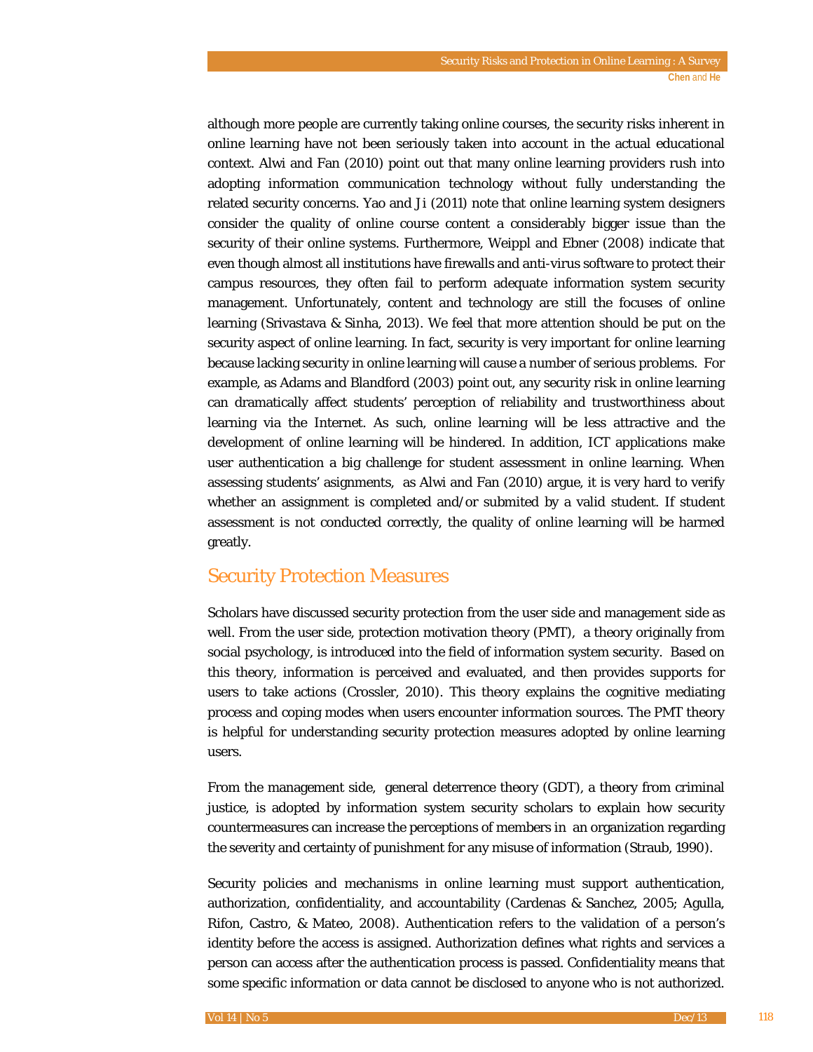although more people are currently taking online courses, the security risks inherent in online learning have not been seriously taken into account in the actual educational context. Alwi and Fan (2010) point out that many online learning providers rush into adopting information communication technology without fully understanding the related security concerns. Yao and Ji (2011) note that online learning system designers consider the quality of online course content a considerably bigger issue than the security of their online systems. Furthermore, Weippl and Ebner (2008) indicate that even though almost all institutions have firewalls and anti-virus software to protect their campus resources, they often fail to perform adequate information system security management. Unfortunately, content and technology are still the focuses of online learning (Srivastava & Sinha, 2013). We feel that more attention should be put on the security aspect of online learning. In fact, security is very important for online learning because lacking security in online learning will cause a number of serious problems. For example, as Adams and Blandford (2003) point out, any security risk in online learning can dramatically affect students' perception of reliability and trustworthiness about learning via the Internet. As such, online learning will be less attractive and the development of online learning will be hindered. In addition, ICT applications make user authentication a big challenge for student assessment in online learning. When assessing students' asignments, as Alwi and Fan (2010) argue, it is very hard to verify whether an assignment is completed and/or submited by a valid student. If student assessment is not conducted correctly, the quality of online learning will be harmed greatly.

## Security Protection Measures

Scholars have discussed security protection from the user side and management side as well. From the user side, protection motivation theory (PMT), a theory originally from social psychology, is introduced into the field of information system security. Based on this theory, information is perceived and evaluated, and then provides supports for users to take actions (Crossler, 2010). This theory explains the cognitive mediating process and coping modes when users encounter information sources. The PMT theory is helpful for understanding security protection measures adopted by online learning users.

From the management side, general deterrence theory (GDT), a theory from criminal justice, is adopted by information system security scholars to explain how security countermeasures can increase the perceptions of members in an organization regarding the severity and certainty of punishment for any misuse of information (Straub, 1990).

Security policies and mechanisms in online learning must support authentication, authorization, confidentiality, and accountability (Cardenas & Sanchez, 2005; Agulla, Rifon, Castro, & Mateo, 2008). Authentication refers to the validation of a person's identity before the access is assigned. Authorization defines what rights and services a person can access after the authentication process is passed. Confidentiality means that some specific information or data cannot be disclosed to anyone who is not authorized.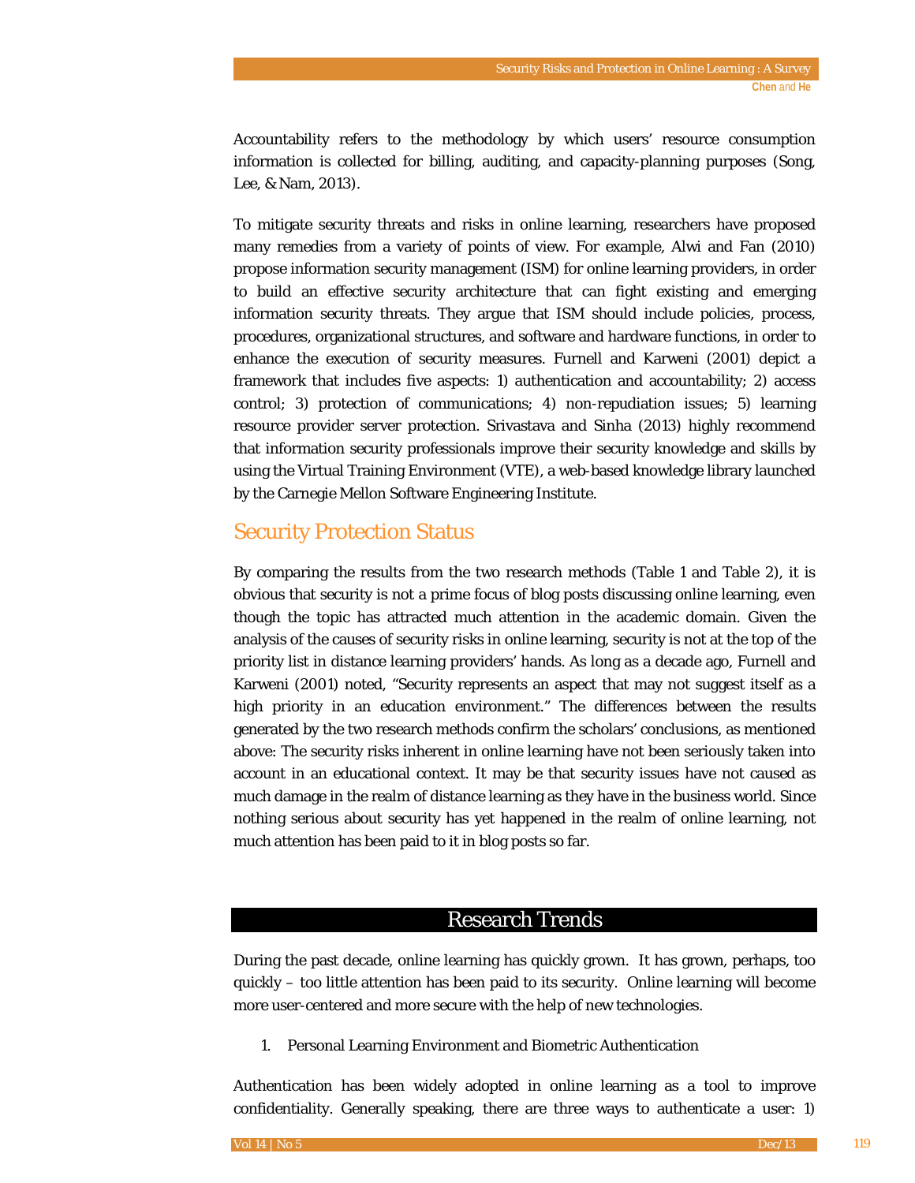Accountability refers to the methodology by which users' resource consumption information is collected for billing, auditing, and capacity-planning purposes (Song, Lee, & Nam, 2013).

To mitigate security threats and risks in online learning, researchers have proposed many remedies from a variety of points of view. For example, Alwi and Fan (2010) propose information security management (ISM) for online learning providers, in order to build an effective security architecture that can fight existing and emerging information security threats. They argue that ISM should include policies, process, procedures, organizational structures, and software and hardware functions, in order to enhance the execution of security measures. Furnell and Karweni (2001) depict a framework that includes five aspects: 1) authentication and accountability; 2) access control; 3) protection of communications; 4) non-repudiation issues; 5) learning resource provider server protection. Srivastava and Sinha (2013) highly recommend that information security professionals improve their security knowledge and skills by using the Virtual Training Environment (VTE), a web-based knowledge library launched by the Carnegie Mellon Software Engineering Institute.

## Security Protection Status

By comparing the results from the two research methods (Table 1 and Table 2), it is obvious that security is not a prime focus of blog posts discussing online learning, even though the topic has attracted much attention in the academic domain. Given the analysis of the causes of security risks in online learning, security is not at the top of the priority list in distance learning providers' hands. As long as a decade ago, Furnell and Karweni (2001) noted, "Security represents an aspect that may not suggest itself as a high priority in an education environment." The differences between the results generated by the two research methods confirm the scholars' conclusions, as mentioned above: The security risks inherent in online learning have not been seriously taken into account in an educational context. It may be that security issues have not caused as much damage in the realm of distance learning as they have in the business world. Since nothing serious about security has yet happened in the realm of online learning, not much attention has been paid to it in blog posts so far.

# Research Trends

During the past decade, online learning has quickly grown. It has grown, perhaps, too quickly – too little attention has been paid to its security. Online learning will become more user-centered and more secure with the help of new technologies.

1. Personal Learning Environment and Biometric Authentication

Authentication has been widely adopted in online learning as a tool to improve confidentiality. Generally speaking, there are three ways to authenticate a user: 1)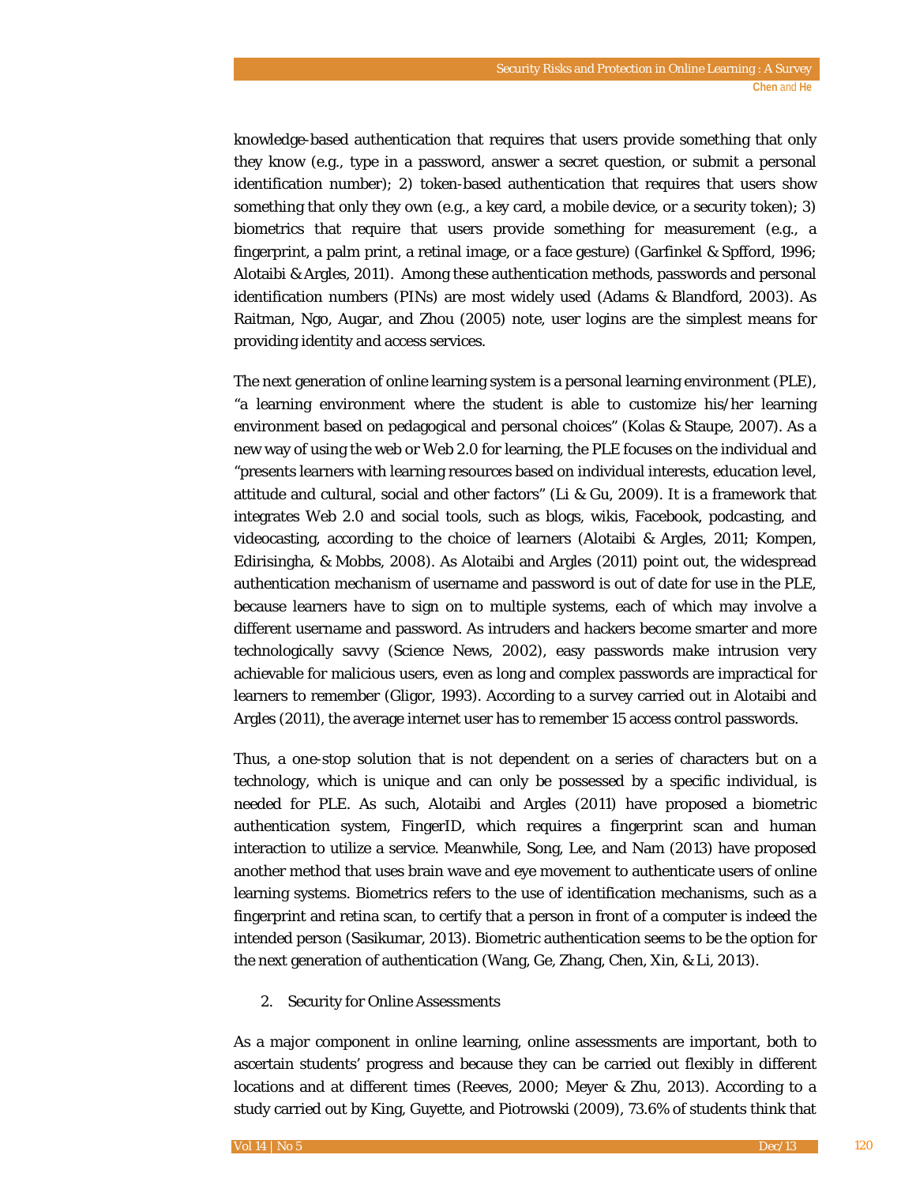knowledge-based authentication that requires that users provide something that only they know (e.g., type in a password, answer a secret question, or submit a personal identification number); 2) token-based authentication that requires that users show something that only they own (e.g., a key card, a mobile device, or a security token); 3) biometrics that require that users provide something for measurement (e.g., a fingerprint, a palm print, a retinal image, or a face gesture) (Garfinkel & Spfford, 1996; Alotaibi & Argles, 2011). Among these authentication methods, passwords and personal identification numbers (PINs) are most widely used (Adams & Blandford, 2003). As Raitman, Ngo, Augar, and Zhou (2005) note, user logins are the simplest means for providing identity and access services.

The next generation of online learning system is a personal learning environment (PLE), "a learning environment where the student is able to customize his/her learning environment based on pedagogical and personal choices" (Kolas & Staupe, 2007). As a new way of using the web or Web 2.0 for learning, the PLE focuses on the individual and "presents learners with learning resources based on individual interests, education level, attitude and cultural, social and other factors" (Li & Gu, 2009). It is a framework that integrates Web 2.0 and social tools, such as blogs, wikis, Facebook, podcasting, and videocasting, according to the choice of learners (Alotaibi & Argles, 2011; Kompen, Edirisingha, & Mobbs, 2008). As Alotaibi and Argles (2011) point out, the widespread authentication mechanism of username and password is out of date for use in the PLE, because learners have to sign on to multiple systems, each of which may involve a different username and password. As intruders and hackers become smarter and more technologically savvy (Science News, 2002), easy passwords make intrusion very achievable for malicious users, even as long and complex passwords are impractical for learners to remember (Gligor, 1993). According to a survey carried out in Alotaibi and Argles (2011), the average internet user has to remember 15 access control passwords.

Thus, a one-stop solution that is not dependent on a series of characters but on a technology, which is unique and can only be possessed by a specific individual, is needed for PLE. As such, Alotaibi and Argles (2011) have proposed a biometric authentication system, FingerID, which requires a fingerprint scan and human interaction to utilize a service. Meanwhile, Song, Lee, and Nam (2013) have proposed another method that uses brain wave and eye movement to authenticate users of online learning systems. Biometrics refers to the use of identification mechanisms, such as a fingerprint and retina scan, to certify that a person in front of a computer is indeed the intended person (Sasikumar, 2013). Biometric authentication seems to be the option for the next generation of authentication (Wang, Ge, Zhang, Chen, Xin, & Li, 2013).

2. Security for Online Assessments

As a major component in online learning, online assessments are important, both to ascertain students' progress and because they can be carried out flexibly in different locations and at different times (Reeves, 2000; Meyer & Zhu, 2013). According to a study carried out by King, Guyette, and Piotrowski (2009), 73.6% of students think that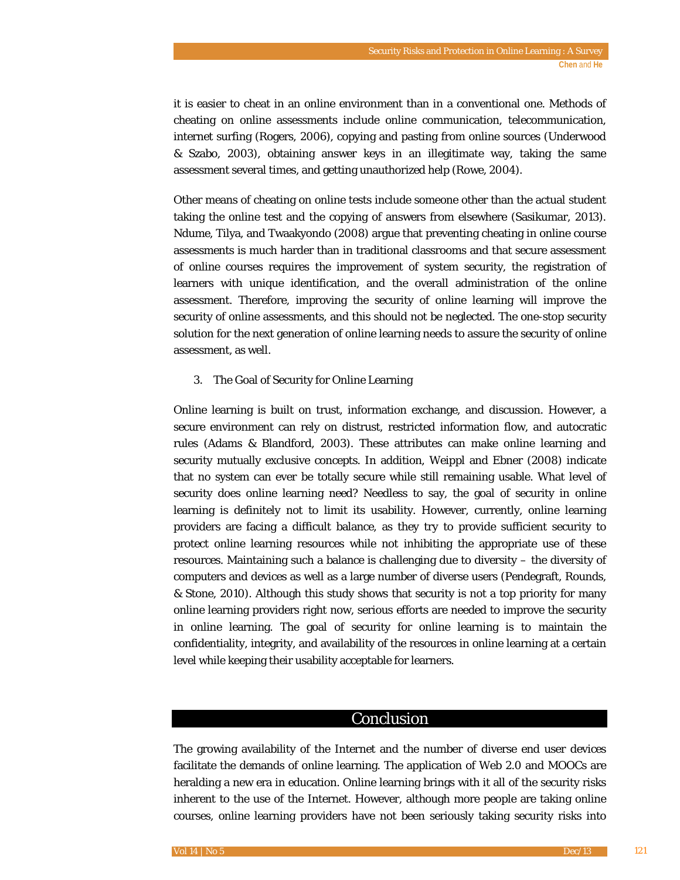it is easier to cheat in an online environment than in a conventional one. Methods of cheating on online assessments include online communication, telecommunication, internet surfing (Rogers, 2006), copying and pasting from online sources (Underwood & Szabo, 2003), obtaining answer keys in an illegitimate way, taking the same assessment several times, and getting unauthorized help (Rowe, 2004).

Other means of cheating on online tests include someone other than the actual student taking the online test and the copying of answers from elsewhere (Sasikumar, 2013). Ndume, Tilya, and Twaakyondo (2008) argue that preventing cheating in online course assessments is much harder than in traditional classrooms and that secure assessment of online courses requires the improvement of system security, the registration of learners with unique identification, and the overall administration of the online assessment. Therefore, improving the security of online learning will improve the security of online assessments, and this should not be neglected. The one-stop security solution for the next generation of online learning needs to assure the security of online assessment, as well.

### 3. The Goal of Security for Online Learning

Online learning is built on trust, information exchange, and discussion. However, a secure environment can rely on distrust, restricted information flow, and autocratic rules (Adams & Blandford, 2003). These attributes can make online learning and security mutually exclusive concepts. In addition, Weippl and Ebner (2008) indicate that no system can ever be totally secure while still remaining usable. What level of security does online learning need? Needless to say, the goal of security in online learning is definitely not to limit its usability. However, currently, online learning providers are facing a difficult balance, as they try to provide sufficient security to protect online learning resources while not inhibiting the appropriate use of these resources. Maintaining such a balance is challenging due to diversity – the diversity of computers and devices as well as a large number of diverse users (Pendegraft, Rounds, & Stone, 2010). Although this study shows that security is not a top priority for many online learning providers right now, serious efforts are needed to improve the security in online learning. The goal of security for online learning is to maintain the confidentiality, integrity, and availability of the resources in online learning at a certain level while keeping their usability acceptable for learners.

## Conclusion

The growing availability of the Internet and the number of diverse end user devices facilitate the demands of online learning. The application of Web 2.0 and MOOCs are heralding a new era in education. Online learning brings with it all of the security risks inherent to the use of the Internet. However, although more people are taking online courses, online learning providers have not been seriously taking security risks into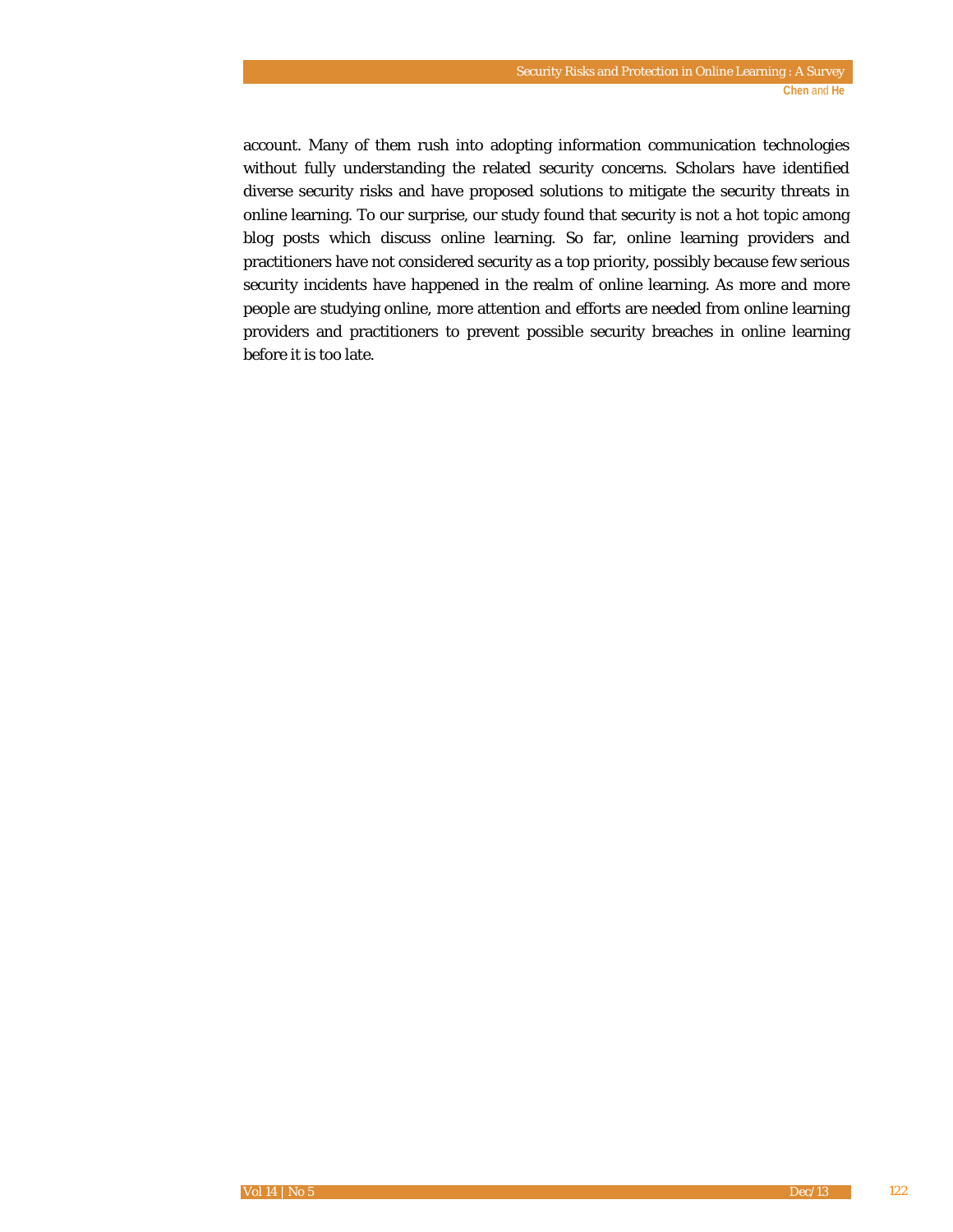account. Many of them rush into adopting information communication technologies without fully understanding the related security concerns. Scholars have identified diverse security risks and have proposed solutions to mitigate the security threats in online learning. To our surprise, our study found that security is not a hot topic among blog posts which discuss online learning. So far, online learning providers and practitioners have not considered security as a top priority, possibly because few serious security incidents have happened in the realm of online learning. As more and more people are studying online, more attention and efforts are needed from online learning providers and practitioners to prevent possible security breaches in online learning before it is too late.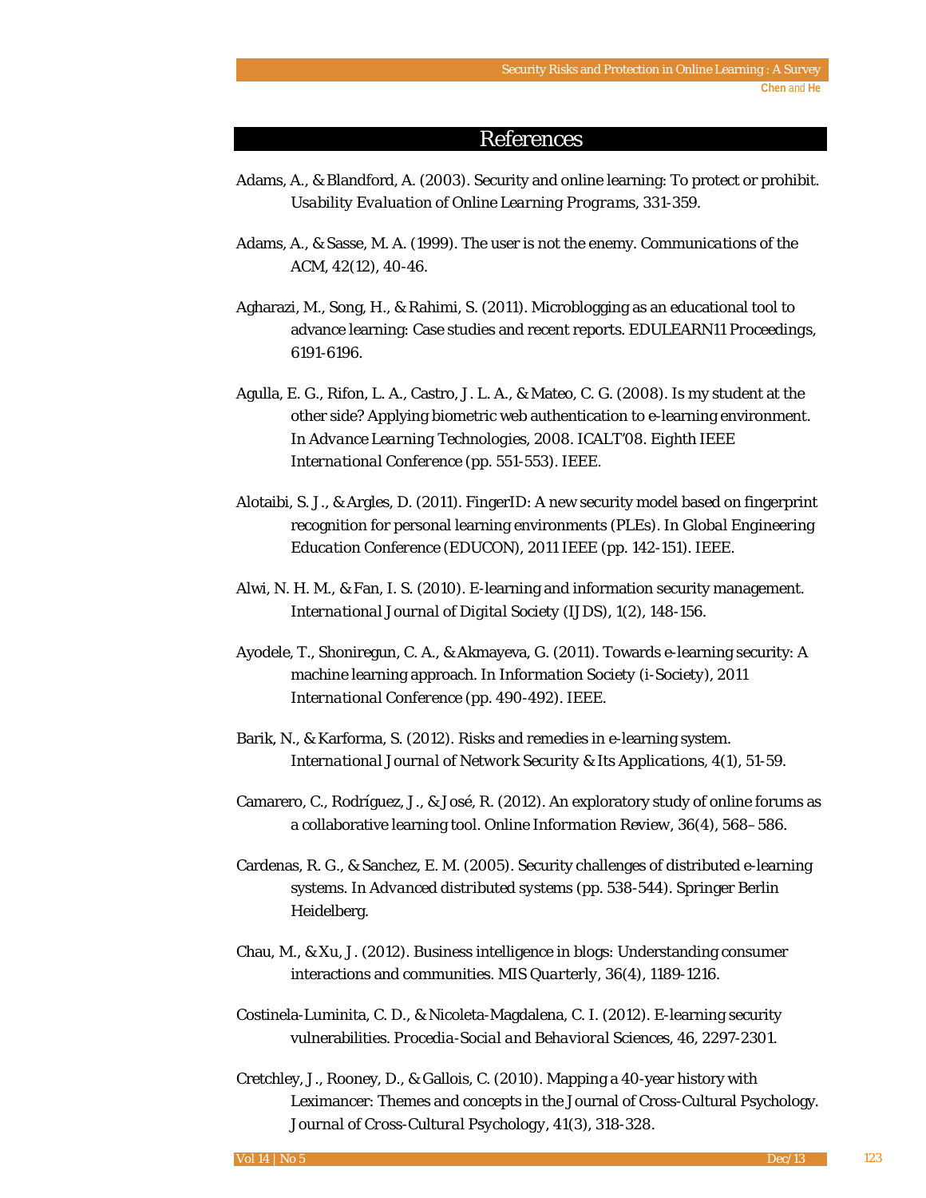## References

Adams, A., & Blandford, A. (2003). Security and online learning: To protect or prohibit. *Usability Evaluation of Online Learning Programs*, 331-359.

Adams, A., & Sasse, M. A. (1999). The user is not the enemy. *Communications of the ACM*, *42*(12), 40-46.

Agharazi, M., Song, H., & Rahimi, S. (2011). Microblogging as an educational tool to advance learning: Case studies and recent reports. *EDULEARN11 Proceedings*, 6191-6196.

Agulla, E. G., Rifon, L. A., Castro, J. L. A., & Mateo, C. G. (2008). Is my student at the other side? Applying biometric web authentication to e-learning environment. In *Advance Learning Technologies, 2008. ICALT'08. Eighth IEEE International Conference* (pp. 551-553). IEEE.

Alotaibi, S. J., & Argles, D. (2011). FingerID: A new security model based on fingerprint recognition for personal learning environments (PLEs). In *Global Engineering Education Conference (EDUCON), 2011 IEEE* (pp. 142-151). IEEE.

Alwi, N. H. M., & Fan, I. S. (2010). E-learning and information security management. *International Journal of Digital Society (IJDS)*, *1*(2), 148-156.

Ayodele, T., Shoniregun, C. A., & Akmayeva, G. (2011). Towards e-learning security: A machine learning approach. In *Information Society (i-Society), 2011 International Conference* (pp. 490-492). IEEE.

Barik, N., & Karforma, S. (2012). Risks and remedies in e-learning system. *International Journal of Network Security & Its Applications*, *4*(1), 51-59.

Camarero, C., Rodríguez, J., & José, R. (2012). An exploratory study of online forums as a collaborative learning tool. *Online Information Review*, *36*(4), 568–586.

Cardenas, R. G., & Sanchez, E. M. (2005). Security challenges of distributed e-learning systems. In *Advanced distributed systems* (pp. 538-544). Springer Berlin Heidelberg.

Chau, M., & Xu, J. (2012). Business intelligence in blogs: Understanding consumer interactions and communities. *MIS Quarterly*, *36*(4), 1189-1216.

Costinela-Luminita, C. D., & Nicoleta-Magdalena, C. I. (2012). E-learning security vulnerabilities. *Procedia-Social and Behavioral Sciences*, *46*, 2297-2301.

Cretchley, J., Rooney, D., & Gallois, C. (2010). Mapping a 40-year history with Leximancer: Themes and concepts in the Journal of Cross-Cultural Psychology. *Journal of Cross-Cultural Psychology*, *41*(3), 318-328.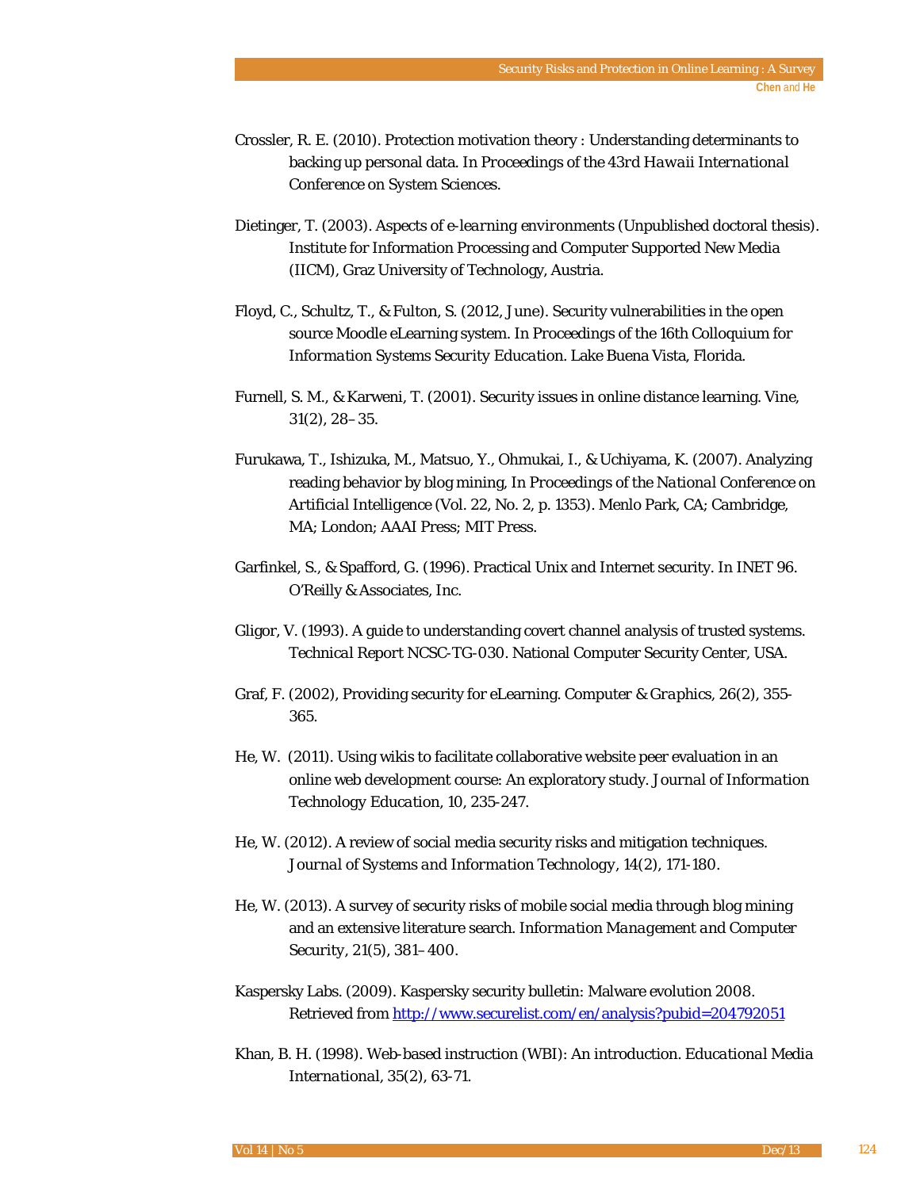Crossler, R. E. (2010). Protection motivation theory : Understanding determinants to backing up personal data. In *Proceedings of the 43rd Hawaii International Conference on System Sciences*.

Dietinger, T. (2003). *Aspects of e-learning environments* (Unpublished doctoral thesis). Institute for Information Processing and Computer Supported New Media (IICM), Graz University of Technology, Austria.

Floyd, C., Schultz, T., & Fulton, S. (2012, June). Security vulnerabilities in the open source Moodle eLearning system. In *Proceedings of the 16th Colloquium for Information Systems Security Education*. Lake Buena Vista, Florida.

Furnell, S. M., & Karweni, T. (2001). Security issues in online distance learning. *Vine*, 31(2), 28–35.

Furukawa, T., Ishizuka, M., Matsuo, Y., Ohmukai, I., & Uchiyama, K. (2007). Analyzing reading behavior by blog mining, In *Proceedings of the National Conference on Artificial Intelligence* (Vol. 22, No. 2, p. 1353). Menlo Park, CA; Cambridge, MA; London; AAAI Press; MIT Press.

Garfinkel, S., & Spafford, G. (1996). Practical Unix and Internet security. In *INET 96*. O'Reilly & Associates, Inc.

Gligor, V. (1993). A guide to understanding covert channel analysis of trusted systems. *Technical Report NCSC-TG-030*. National Computer Security Center, USA.

Graf, F. (2002), Providing security for eLearning. *Computer & Graphics*, 26(2), 355-365.

He, W. (2011). Using wikis to facilitate collaborative website peer evaluation in an online web development course: An exploratory study. *Journal of Information Technology Education*, 10, 235-247.

He, W. (2012). A review of social media security risks and mitigation techniques. *Journal of Systems and Information Technology*, 14(2), 171-180.

He, W. (2013). A survey of security risks of mobile social media through blog mining and an extensive literature search. *Information Management and Computer Security*, 21(5), 381–400.

Kaspersky Labs. (2009). Kaspersky security bulletin: Malware evolution 2008. Retrieved from http://www.securelist.com/en/analysis?pubid=204792051

Khan, B. H. (1998). Web-based instruction (WBI): An introduction. *Educational Media International*, 35(2), 63-71.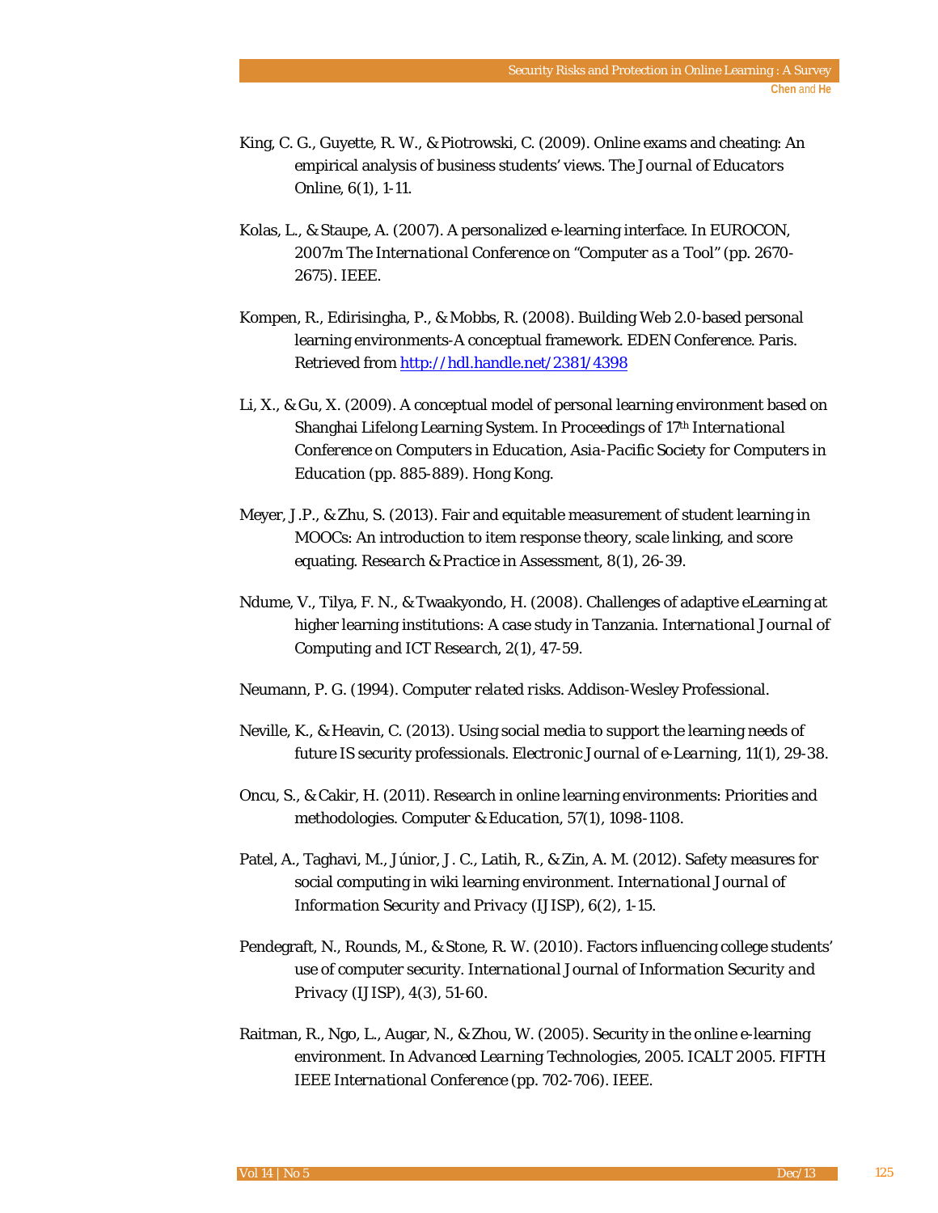King, C. G., Guyette, R. W., & Piotrowski, C. (2009). Online exams and cheating: An empirical analysis of business students' views. *The Journal of Educators Online*, 6(1), 1-11.

Kolas, L., & Staupe, A. (2007). A personalized e-learning interface. In EUROCON, 2007m *The International Conference on "Computer as a Tool"* (pp. 2670-2675). IEEE.

Kompen, R., Edirisingha, P., & Mobbs, R. (2008). Building Web 2.0-based personal learning environments-A conceptual framework. *EDEN Conference*. Paris. Retrieved from http://hdl.handle.net/2381/4398

Li, X., & Gu, X. (2009). A conceptual model of personal learning environment based on Shanghai Lifelong Learning System. In *Proceedings of 17th International Conference on Computers in Education, Asia-Pacific Society for Computers in Education* (pp. 885-889). Hong Kong.

Meyer, J.P., & Zhu, S. (2013). Fair and equitable measurement of student learning in MOOCs: An introduction to item response theory, scale linking, and score equating. *Research & Practice in Assessment*, 8(1), 26-39.

Ndume, V., Tilya, F. N., & Twaakyondo, H. (2008). Challenges of adaptive eLearning at higher learning institutions: A case study in Tanzania. *International Journal of Computing and ICT Research*, 2(1), 47-59.

Neumann, P. G. (1994). *Computer related risks*. Addison-Wesley Professional.

Neville, K., & Heavin, C. (2013). Using social media to support the learning needs of future IS security professionals. *Electronic Journal of e-Learning*, 11(1), 29-38.

Oncu, S., & Cakir, H. (2011). Research in online learning environments: Priorities and methodologies. *Computer & Education*, 57(1), 1098-1108.

Patel, A., Taghavi, M., Júnior, J. C., Latih, R., & Zin, A. M. (2012). Safety measures for social computing in wiki learning environment. *International Journal of Information Security and Privacy (IJISP)*, 6(2), 1-15.

Pendegraft, N., Rounds, M., & Stone, R. W. (2010). Factors influencing college students' use of computer security. *International Journal of Information Security and Privacy (IJISP)*, 4(3), 51-60.

Raitman, R., Ngo, L., Augar, N., & Zhou, W. (2005). Security in the online e-learning environment. In *Advanced Learning Technologies, 2005. ICALT 2005. FIFTH IEEE International Conference* (pp. 702-706). IEEE.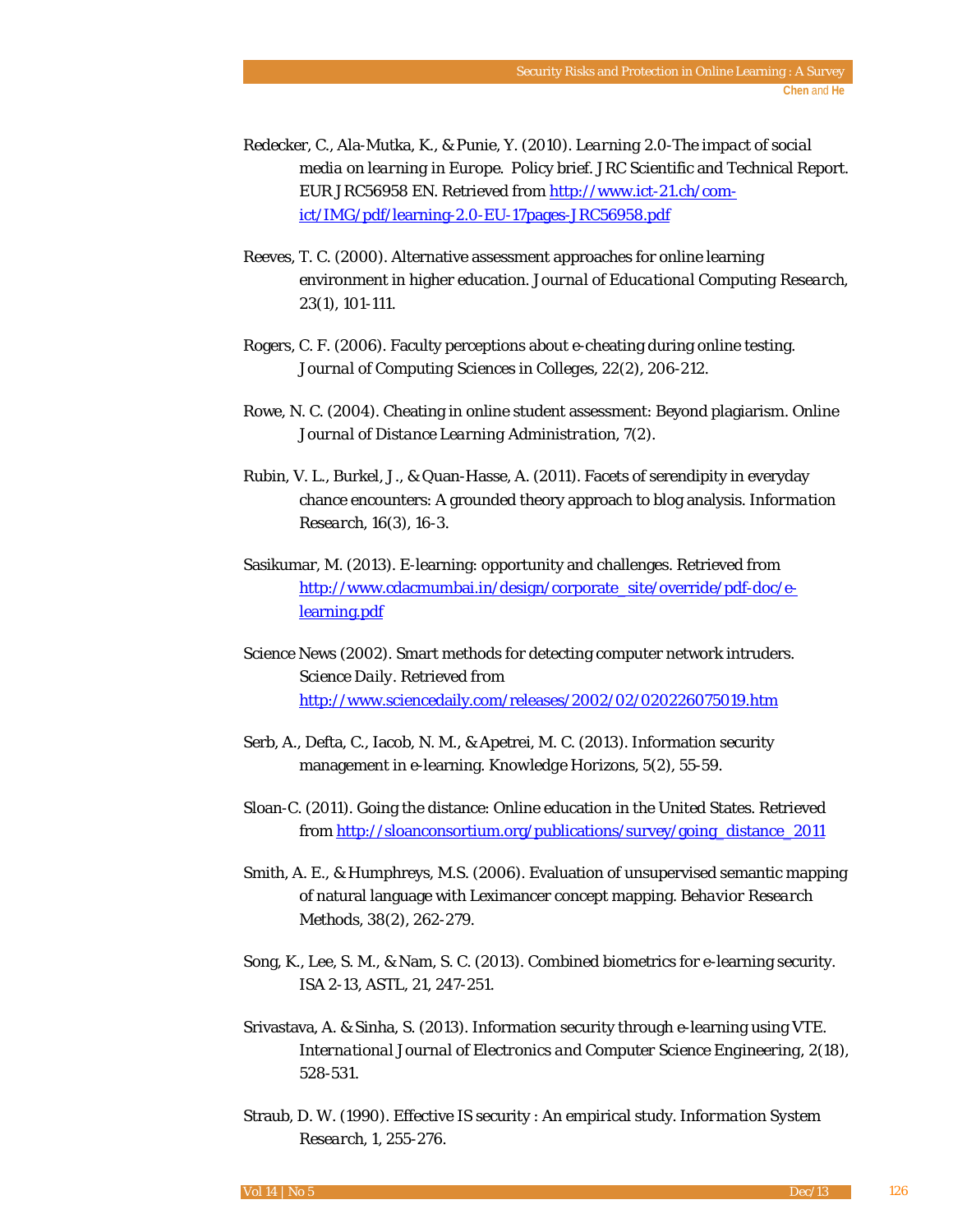Redecker, C., Ala-Mutka, K., & Punie, Y. (2010). *Learning 2.0-The impact of social media on learning in Europe*. Policy brief. JRC Scientific and Technical Report. EUR JRC56958 EN. Retrieved from http://www.ict-21.ch/com-ict/IMG/pdf/learning-2.0-EU-17pages-JRC56958.pdf

Reeves, T. C. (2000). Alternative assessment approaches for online learning environment in higher education. *Journal of Educational Computing Research*, 23(1), 101-111.

Rogers, C. F. (2006). Faculty perceptions about e-cheating during online testing. *Journal of Computing Sciences in Colleges*, 22(2), 206-212.

Rowe, N. C. (2004). Cheating in online student assessment: Beyond plagiarism. *Online Journal of Distance Learning Administration*, 7(2).

Rubin, V. L., Burkel, J., & Quan-Hasse, A. (2011). Facets of serendipity in everyday chance encounters: A grounded theory approach to blog analysis. *Information Research*, 16(3), 16-3.

Sasikumar, M. (2013). E-learning: opportunity and challenges. Retrieved from http://www.cdacmumbai.in/design/corporate_site/override/pdf-doc/e-learning.pdf

Science News (2002). Smart methods for detecting computer network intruders. *Science Daily*. Retrieved from http://www.sciencedaily.com/releases/2002/02/020226075019.htm

Serb, A., Defta, C., Iacob, N. M., & Apetrei, M. C. (2013). Information security management in e-learning. Knowledge Horizons, 5(2), 55-59.

Sloan-C. (2011). Going the distance: Online education in the United States. Retrieved from http://sloanconsortium.org/publications/survey/going_distance_2011

Smith, A. E., & Humphreys, M.S. (2006). Evaluation of unsupervised semantic mapping of natural language with Leximancer concept mapping. *Behavior Research* Methods, 38(2), 262-279.

Song, K., Lee, S. M., & Nam, S. C. (2013). Combined biometrics for e-learning security. ISA 2-13, ASTL, 21, 247-251.

Srivastava, A. & Sinha, S. (2013). Information security through e-learning using VTE. *International Journal of Electronics and Computer Science Engineering*, 2(18), 528-531.

Straub, D. W. (1990). Effective IS security : An empirical study. *Information System Research*, 1, 255-276.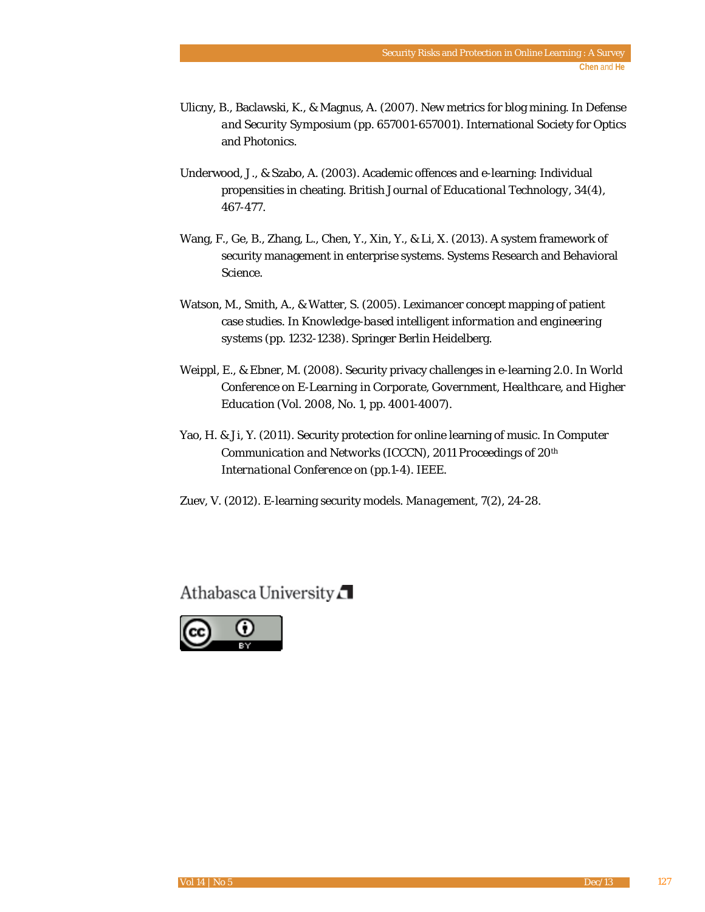Ulicny, B., Baclawski, K., & Magnus, A. (2007). New metrics for blog mining. In *Defense and Security Symposium* (pp. 657001-657001). International Society for Optics and Photonics.

Underwood, J., & Szabo, A. (2003). Academic offences and e-learning: Individual propensities in cheating. *British Journal of Educational Technology, 34*(4), 467-477.

Wang, F., Ge, B., Zhang, L., Chen, Y., Xin, Y., & Li, X. (2013). A system framework of security management in enterprise systems. Systems Research and Behavioral Science.

Watson, M., Smith, A., & Watter, S. (2005). Leximancer concept mapping of patient case studies. In *Knowledge-based intelligent information and engineering systems* (pp. 1232-1238). Springer Berlin Heidelberg.

Weippl, E., & Ebner, M. (2008). Security privacy challenges in e-learning 2.0. In *World Conference on E-Learning in Corporate, Government, Healthcare, and Higher Education* (Vol. 2008, No. 1, pp. 4001-4007).

Yao, H. & Ji, Y. (2011). Security protection for online learning of music. In *Computer Communication and Networks (ICCCN), 2011 Proceedings of 20th International Conference on* (pp.1-4). IEEE.

Zuev, V. (2012). E-learning security models. *Management, 7*(2), 24-28.

Athabasca University